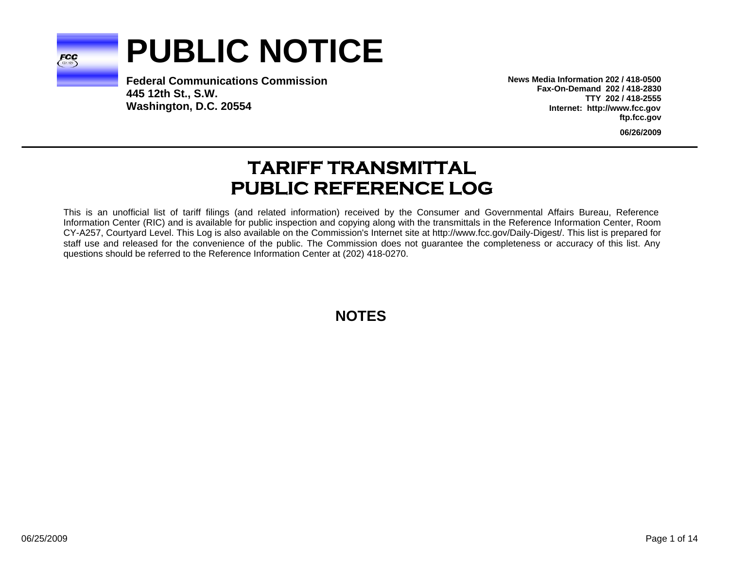# PUBLIC NOTICE

**Federal Communications Commission**
**445 12th St., S.W.**
**Washington, D.C. 20554**

**News Media Information 202 / 418-0500**
**Fax-On-Demand 202 / 418-2830**
**TTY 202 / 418-2555**
**Internet: http://www.fcc.gov**
**ftp.fcc.gov**

**06/26/2009**

---

## TARIFF TRANSMITTAL
## PUBLIC REFERENCE LOG

This is an unofficial list of tariff filings (and related information) received by the Consumer and Governmental Affairs Bureau, Reference Information Center (RIC) and is available for public inspection and copying along with the transmittals in the Reference Information Center, Room CY-A257, Courtyard Level. This Log is also available on the Commission's Internet site at http://www.fcc.gov/Daily-Digest/. This list is prepared for staff use and released for the convenience of the public. The Commission does not guarantee the completeness or accuracy of this list. Any questions should be referred to the Reference Information Center at (202) 418-0270.

## NOTES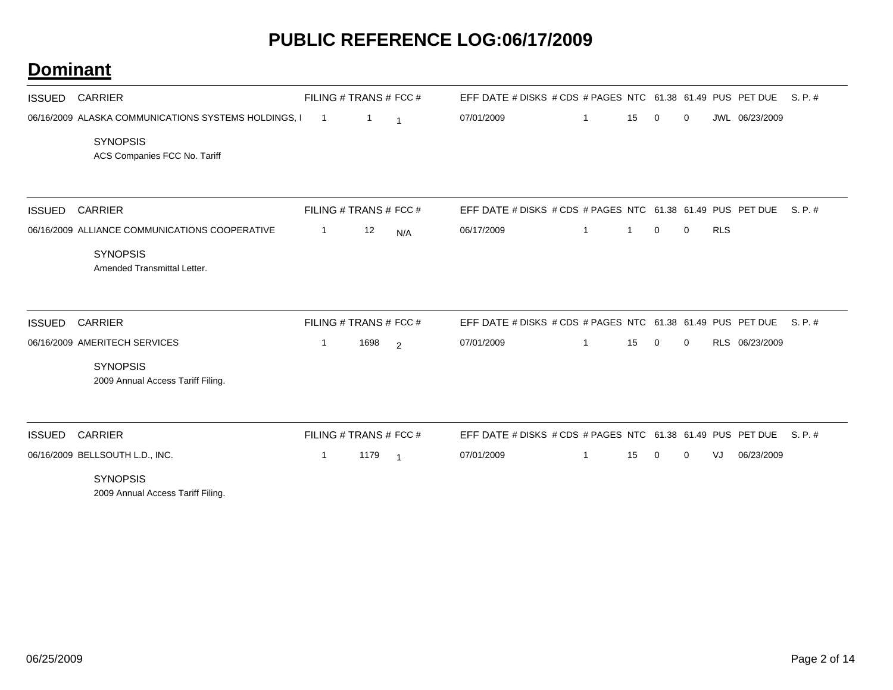# PUBLIC REFERENCE LOG:06/17/2009

## Dominant

| ISSUED | CARRIER | FILING # | TRANS # | FCC # | EFF DATE | # DISKS | # CDS | # PAGES | NTC | 61.38 | 61.49 | PUS | PET DUE | S. P. # |
|---|---|---|---|---|---|---|---|---|---|---|---|---|---|---|
| 06/16/2009 | ALASKA COMMUNICATIONS SYSTEMS HOLDINGS, I | 1 | 1 | 1 | 07/01/2009 | | | 1 | 15 | 0 | 0 | JWL | 06/23/2009 | |

SYNOPSIS
ACS Companies FCC No. Tariff

| ISSUED | CARRIER | FILING # | TRANS # | FCC # | EFF DATE | # DISKS | # CDS | # PAGES | NTC | 61.38 | 61.49 | PUS | PET DUE | S. P. # |
|---|---|---|---|---|---|---|---|---|---|---|---|---|---|---|
| 06/16/2009 | ALLIANCE COMMUNICATIONS COOPERATIVE | 1 | 12 | N/A | 06/17/2009 | | | 1 | 1 | 0 | 0 | RLS | | |

SYNOPSIS
Amended Transmittal Letter.

| ISSUED | CARRIER | FILING # | TRANS # | FCC # | EFF DATE | # DISKS | # CDS | # PAGES | NTC | 61.38 | 61.49 | PUS | PET DUE | S. P. # |
|---|---|---|---|---|---|---|---|---|---|---|---|---|---|---|
| 06/16/2009 | AMERITECH SERVICES | 1 | 1698 | 2 | 07/01/2009 | | | 1 | 15 | 0 | 0 | RLS | 06/23/2009 | |

SYNOPSIS
2009 Annual Access Tariff Filing.

| ISSUED | CARRIER | FILING # | TRANS # | FCC # | EFF DATE | # DISKS | # CDS | # PAGES | NTC | 61.38 | 61.49 | PUS | PET DUE | S. P. # |
|---|---|---|---|---|---|---|---|---|---|---|---|---|---|---|
| 06/16/2009 | BELLSOUTH L.D., INC. | 1 | 1179 | 1 | 07/01/2009 | | | 1 | 15 | 0 | 0 | VJ | 06/23/2009 | |

SYNOPSIS
2009 Annual Access Tariff Filing.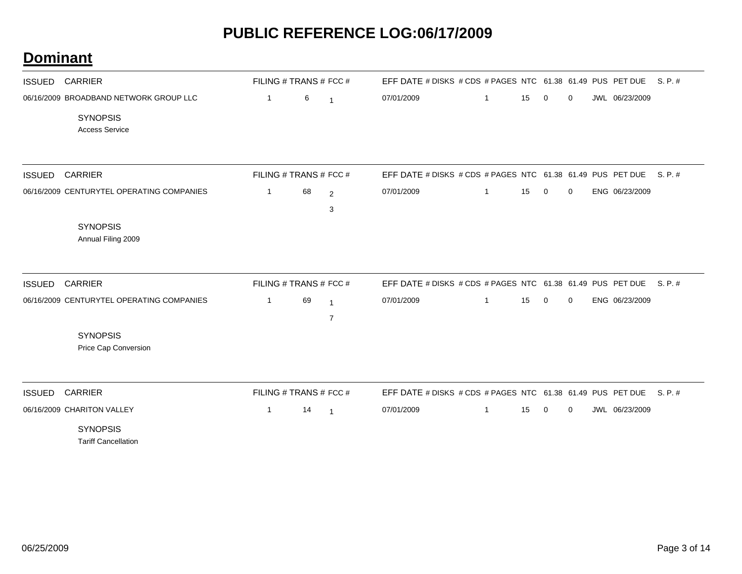# PUBLIC REFERENCE LOG:06/17/2009

## Dominant

| ISSUED | CARRIER | FILING # | TRANS # | FCC # | EFF DATE | # DISKS | # CDS | # PAGES | NTC | 61.38 | 61.49 | PUS | PET DUE | S. P. # |
|---|---|---|---|---|---|---|---|---|---|---|---|---|---|---|
| 06/16/2009 | BROADBAND NETWORK GROUP LLC | 1 | 6 | 1 | 07/01/2009 | | | 1 | 15 | 0 | 0 | JWL | 06/23/2009 | |

SYNOPSIS

Access Service

| ISSUED | CARRIER | FILING # | TRANS # | FCC # | EFF DATE | # DISKS | # CDS | # PAGES | NTC | 61.38 | 61.49 | PUS | PET DUE | S. P. # |
|---|---|---|---|---|---|---|---|---|---|---|---|---|---|---|
| 06/16/2009 | CENTURYTEL OPERATING COMPANIES | 1 | 68 | 2 | 07/01/2009 | | | 1 | 15 | 0 | 0 | ENG | 06/23/2009 | |
| | | | | 3 | | | | | | | | | | |

SYNOPSIS

Annual Filing 2009

| ISSUED | CARRIER | FILING # | TRANS # | FCC # | EFF DATE | # DISKS | # CDS | # PAGES | NTC | 61.38 | 61.49 | PUS | PET DUE | S. P. # |
|---|---|---|---|---|---|---|---|---|---|---|---|---|---|---|
| 06/16/2009 | CENTURYTEL OPERATING COMPANIES | 1 | 69 | 1 | 07/01/2009 | | | 1 | 15 | 0 | 0 | ENG | 06/23/2009 | |
| | | | | 7 | | | | | | | | | | |

SYNOPSIS

Price Cap Conversion

| ISSUED | CARRIER | FILING # | TRANS # | FCC # | EFF DATE | # DISKS | # CDS | # PAGES | NTC | 61.38 | 61.49 | PUS | PET DUE | S. P. # |
|---|---|---|---|---|---|---|---|---|---|---|---|---|---|---|
| 06/16/2009 | CHARITON VALLEY | 1 | 14 | 1 | 07/01/2009 | | | 1 | 15 | 0 | 0 | JWL | 06/23/2009 | |

SYNOPSIS

Tariff Cancellation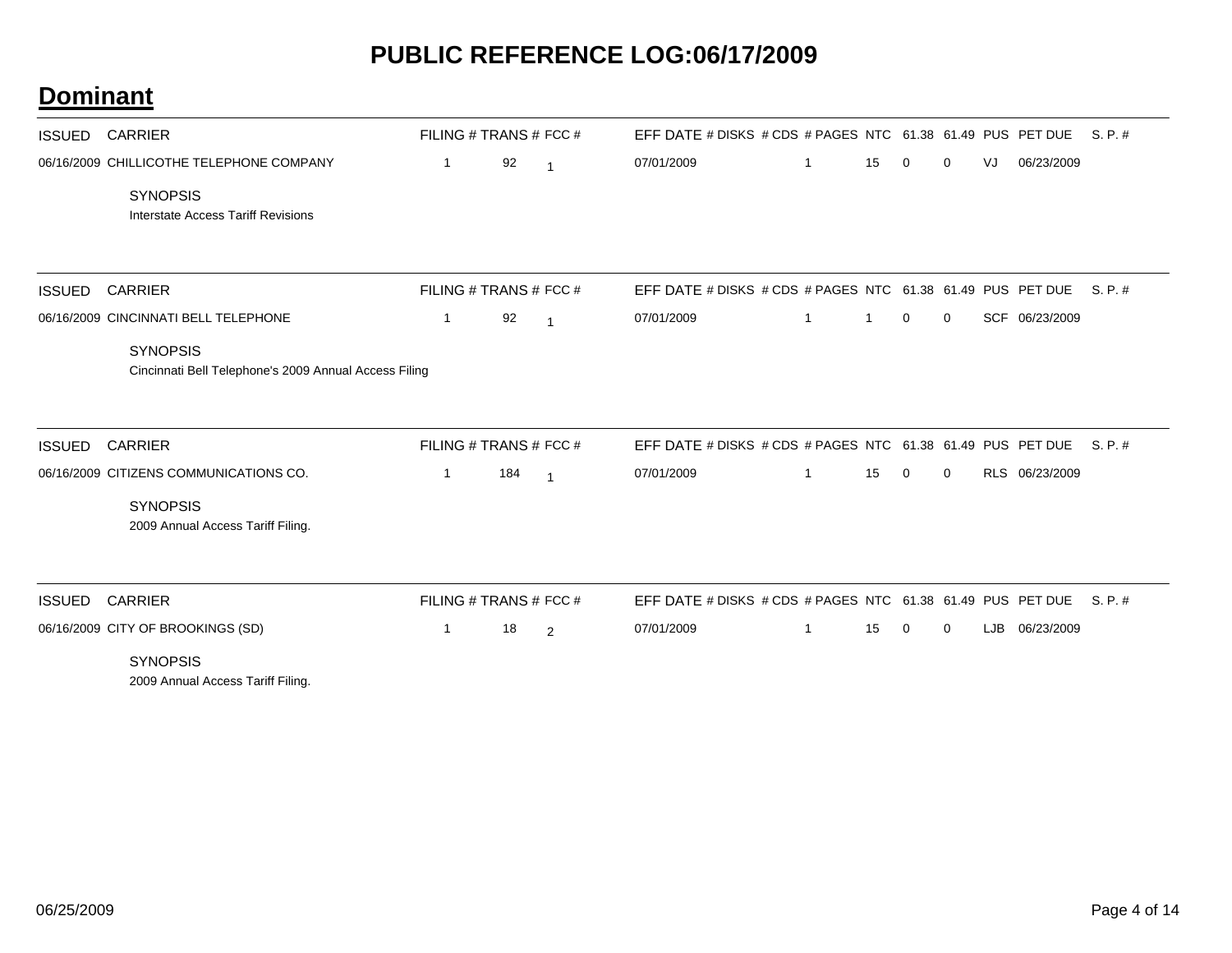# PUBLIC REFERENCE LOG:06/17/2009

## Dominant

| ISSUED | CARRIER | FILING # | TRANS # | FCC # | EFF DATE | # DISKS | # CDS | # PAGES | NTC | 61.38 | 61.49 | PUS | PET DUE | S. P. # |
|---|---|---|---|---|---|---|---|---|---|---|---|---|---|---|
| 06/16/2009 | CHILLICOTHE TELEPHONE COMPANY | 1 | 92 | 1 | 07/01/2009 | | | 1 | 15 | 0 | 0 | VJ | 06/23/2009 | |

SYNOPSIS

Interstate Access Tariff Revisions

| ISSUED | CARRIER | FILING # | TRANS # | FCC # | EFF DATE | # DISKS | # CDS | # PAGES | NTC | 61.38 | 61.49 | PUS | PET DUE | S. P. # |
|---|---|---|---|---|---|---|---|---|---|---|---|---|---|---|
| 06/16/2009 | CINCINNATI BELL TELEPHONE | 1 | 92 | 1 | 07/01/2009 | | | 1 | 1 | 0 | 0 | SCF | 06/23/2009 | |

SYNOPSIS

Cincinnati Bell Telephone's 2009 Annual Access Filing

| ISSUED | CARRIER | FILING # | TRANS # | FCC # | EFF DATE | # DISKS | # CDS | # PAGES | NTC | 61.38 | 61.49 | PUS | PET DUE | S. P. # |
|---|---|---|---|---|---|---|---|---|---|---|---|---|---|---|
| 06/16/2009 | CITIZENS COMMUNICATIONS CO. | 1 | 184 | 1 | 07/01/2009 | | | 1 | 15 | 0 | 0 | RLS | 06/23/2009 | |

SYNOPSIS

2009 Annual Access Tariff Filing.

| ISSUED | CARRIER | FILING # | TRANS # | FCC # | EFF DATE | # DISKS | # CDS | # PAGES | NTC | 61.38 | 61.49 | PUS | PET DUE | S. P. # |
|---|---|---|---|---|---|---|---|---|---|---|---|---|---|---|
| 06/16/2009 | CITY OF BROOKINGS (SD) | 1 | 18 | 2 | 07/01/2009 | | | 1 | 15 | 0 | 0 | LJB | 06/23/2009 | |

SYNOPSIS

2009 Annual Access Tariff Filing.

06/25/2009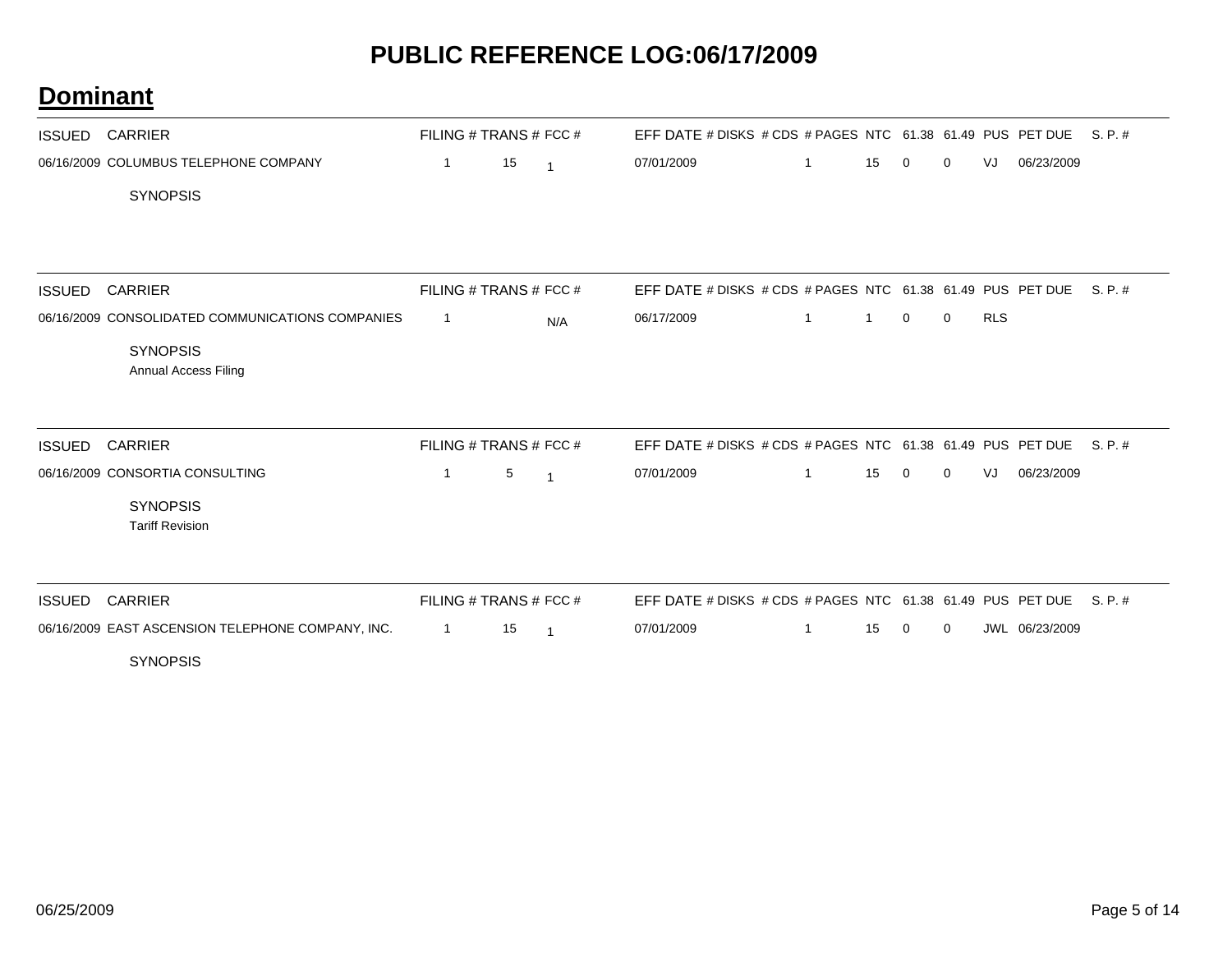# PUBLIC REFERENCE LOG:06/17/2009

## Dominant

| ISSUED | CARRIER | FILING # | TRANS # | FCC # | EFF DATE | # DISKS | # CDS | # PAGES | NTC | 61.38 | 61.49 | PUS | PET DUE | S. P. # |
|---|---|---|---|---|---|---|---|---|---|---|---|---|---|---|
| 06/16/2009 | COLUMBUS TELEPHONE COMPANY | 1 | 15 | 1 | 07/01/2009 | | | 1 | 15 | 0 | 0 | VJ | 06/23/2009 | |

SYNOPSIS

| ISSUED | CARRIER | FILING # | TRANS # | FCC # | EFF DATE | # DISKS | # CDS | # PAGES | NTC | 61.38 | 61.49 | PUS | PET DUE | S. P. # |
|---|---|---|---|---|---|---|---|---|---|---|---|---|---|---|
| 06/16/2009 | CONSOLIDATED COMMUNICATIONS COMPANIES | 1 | | N/A | 06/17/2009 | | | 1 | 1 | 0 | 0 | RLS | | |

SYNOPSIS

Annual Access Filing

| ISSUED | CARRIER | FILING # | TRANS # | FCC # | EFF DATE | # DISKS | # CDS | # PAGES | NTC | 61.38 | 61.49 | PUS | PET DUE | S. P. # |
|---|---|---|---|---|---|---|---|---|---|---|---|---|---|---|
| 06/16/2009 | CONSORTIA CONSULTING | 1 | 5 | 1 | 07/01/2009 | | | 1 | 15 | 0 | 0 | VJ | 06/23/2009 | |

SYNOPSIS

Tariff Revision

| ISSUED | CARRIER | FILING # | TRANS # | FCC # | EFF DATE | # DISKS | # CDS | # PAGES | NTC | 61.38 | 61.49 | PUS | PET DUE | S. P. # |
|---|---|---|---|---|---|---|---|---|---|---|---|---|---|---|
| 06/16/2009 | EAST ASCENSION TELEPHONE COMPANY, INC. | 1 | 15 | 1 | 07/01/2009 | | | 1 | 15 | 0 | 0 | JWL | 06/23/2009 | |

SYNOPSIS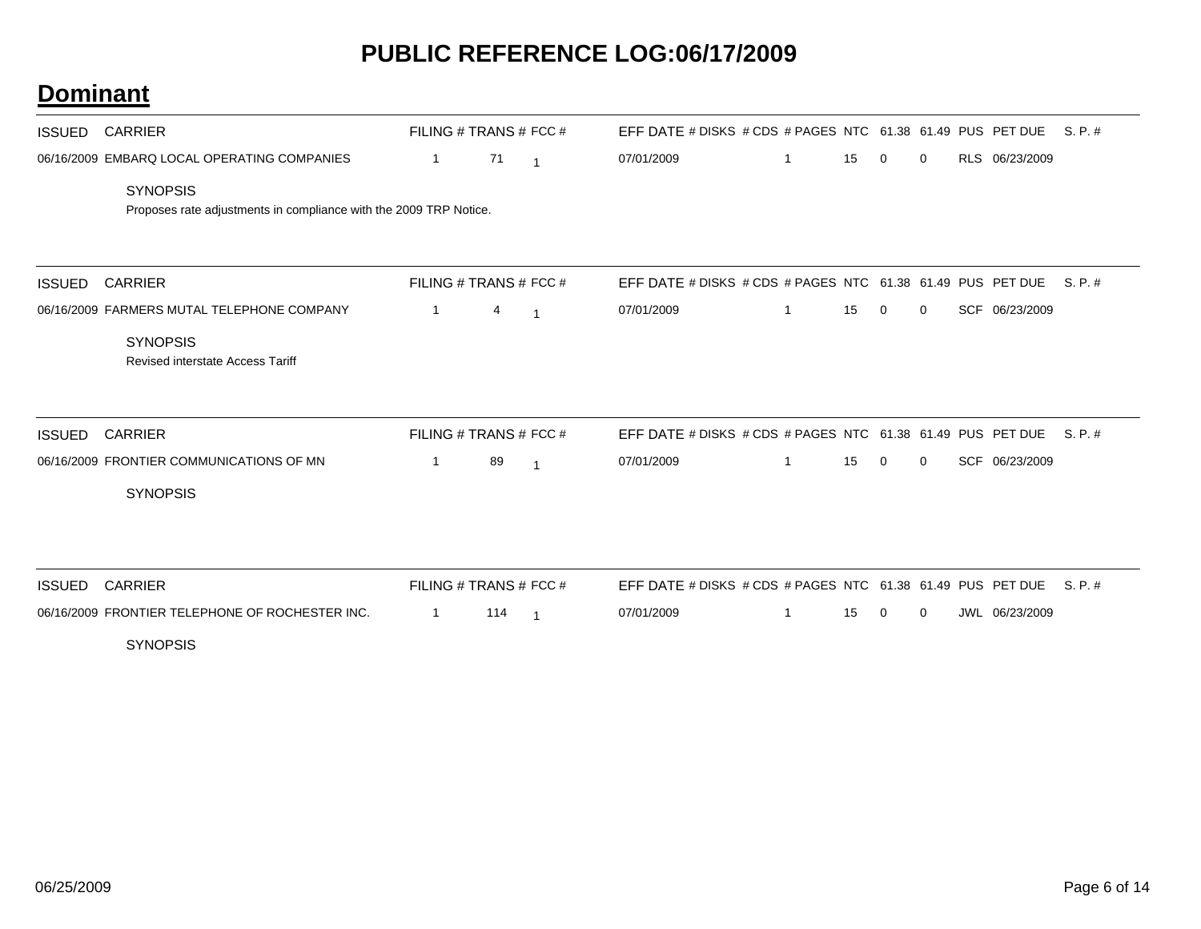# PUBLIC REFERENCE LOG:06/17/2009

## Dominant

| ISSUED | CARRIER | FILING # | TRANS # | FCC # | EFF DATE | # DISKS | # CDS | # PAGES | NTC | 61.38 | 61.49 | PUS | PET DUE | S. P. # |
|---|---|---|---|---|---|---|---|---|---|---|---|---|---|---|
| 06/16/2009 | EMBARQ LOCAL OPERATING COMPANIES | 1 | 71 | 1 | 07/01/2009 | | 1 | | 15 | 0 | 0 | RLS | 06/23/2009 | |

SYNOPSIS

Proposes rate adjustments in compliance with the 2009 TRP Notice.

| ISSUED | CARRIER | FILING # | TRANS # | FCC # | EFF DATE | # DISKS | # CDS | # PAGES | NTC | 61.38 | 61.49 | PUS | PET DUE | S. P. # |
|---|---|---|---|---|---|---|---|---|---|---|---|---|---|---|
| 06/16/2009 | FARMERS MUTAL TELEPHONE COMPANY | 1 | 4 | 1 | 07/01/2009 | | 1 | | 15 | 0 | 0 | SCF | 06/23/2009 | |

SYNOPSIS

Revised interstate Access Tariff

| ISSUED | CARRIER | FILING # | TRANS # | FCC # | EFF DATE | # DISKS | # CDS | # PAGES | NTC | 61.38 | 61.49 | PUS | PET DUE | S. P. # |
|---|---|---|---|---|---|---|---|---|---|---|---|---|---|---|
| 06/16/2009 | FRONTIER COMMUNICATIONS OF MN | 1 | 89 | 1 | 07/01/2009 | | 1 | | 15 | 0 | 0 | SCF | 06/23/2009 | |

SYNOPSIS

| ISSUED | CARRIER | FILING # | TRANS # | FCC # | EFF DATE | # DISKS | # CDS | # PAGES | NTC | 61.38 | 61.49 | PUS | PET DUE | S. P. # |
|---|---|---|---|---|---|---|---|---|---|---|---|---|---|---|
| 06/16/2009 | FRONTIER TELEPHONE OF ROCHESTER INC. | 1 | 114 | 1 | 07/01/2009 | | 1 | | 15 | 0 | 0 | JWL | 06/23/2009 | |

SYNOPSIS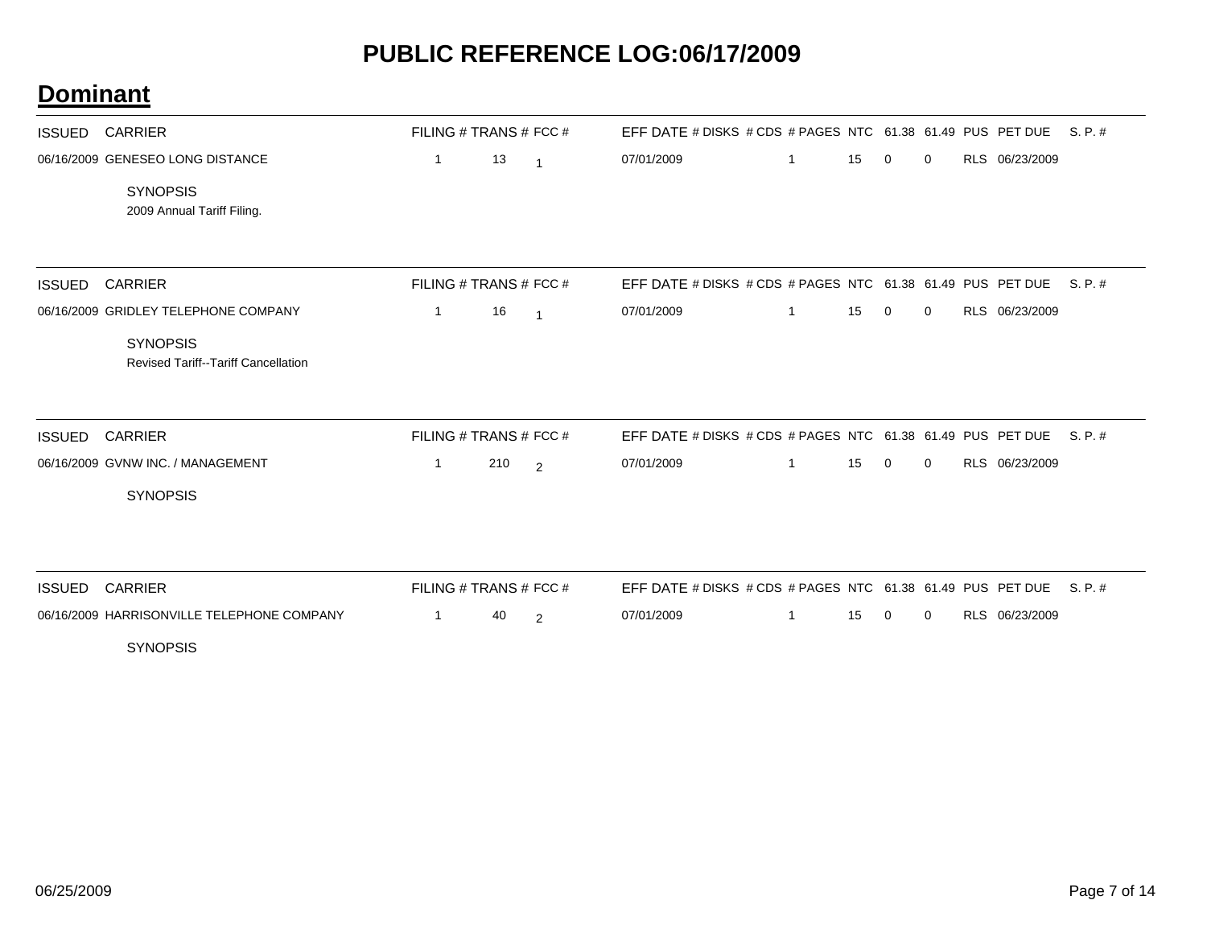# PUBLIC REFERENCE LOG:06/17/2009

## **Dominant**

| ISSUED | CARRIER | FILING # | TRANS # | FCC # | EFF DATE | # DISKS | # CDS | # PAGES | NTC | 61.38 | 61.49 | PUS | PET DUE | S. P. # |
|---|---|---|---|---|---|---|---|---|---|---|---|---|---|---|
| 06/16/2009 | GENESEO LONG DISTANCE | 1 | 13 | 1 | 07/01/2009 | | 1 | | 15 | 0 | 0 | RLS | 06/23/2009 | |

SYNOPSIS

2009 Annual Tariff Filing.

| ISSUED | CARRIER | FILING # | TRANS # | FCC # | EFF DATE | # DISKS | # CDS | # PAGES | NTC | 61.38 | 61.49 | PUS | PET DUE | S. P. # |
|---|---|---|---|---|---|---|---|---|---|---|---|---|---|---|
| 06/16/2009 | GRIDLEY TELEPHONE COMPANY | 1 | 16 | 1 | 07/01/2009 | | 1 | | 15 | 0 | 0 | RLS | 06/23/2009 | |

SYNOPSIS

Revised Tariff--Tariff Cancellation

| ISSUED | CARRIER | FILING # | TRANS # | FCC # | EFF DATE | # DISKS | # CDS | # PAGES | NTC | 61.38 | 61.49 | PUS | PET DUE | S. P. # |
|---|---|---|---|---|---|---|---|---|---|---|---|---|---|---|
| 06/16/2009 | GVNW INC. / MANAGEMENT | 1 | 210 | 2 | 07/01/2009 | | 1 | | 15 | 0 | 0 | RLS | 06/23/2009 | |

SYNOPSIS

| ISSUED | CARRIER | FILING # | TRANS # | FCC # | EFF DATE | # DISKS | # CDS | # PAGES | NTC | 61.38 | 61.49 | PUS | PET DUE | S. P. # |
|---|---|---|---|---|---|---|---|---|---|---|---|---|---|---|
| 06/16/2009 | HARRISONVILLE TELEPHONE COMPANY | 1 | 40 | 2 | 07/01/2009 | | 1 | | 15 | 0 | 0 | RLS | 06/23/2009 | |

SYNOPSIS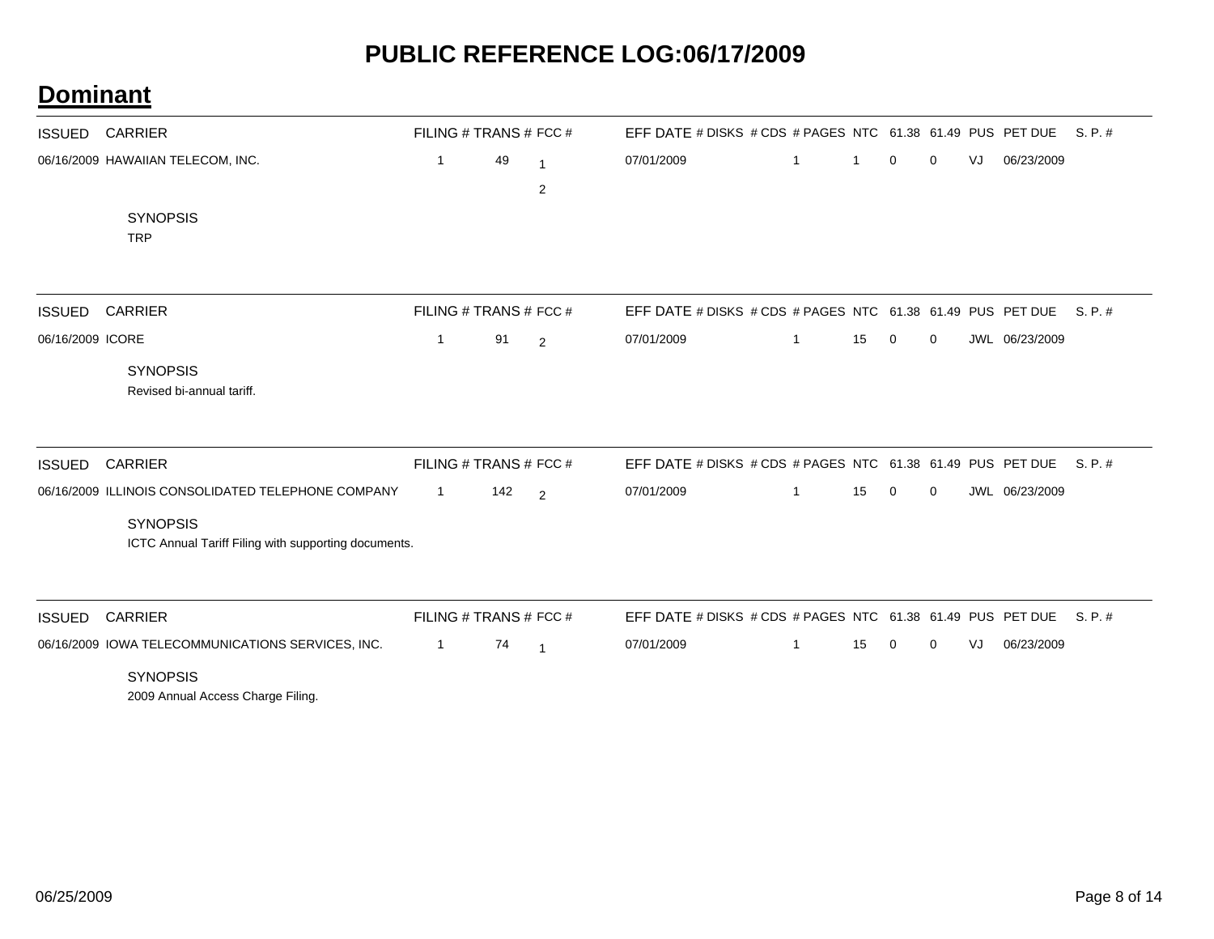# PUBLIC REFERENCE LOG:06/17/2009

## Dominant

| ISSUED | CARRIER | FILING # | TRANS # | FCC # | EFF DATE | # DISKS | # CDS | # PAGES | NTC | 61.38 | 61.49 | PUS | PET DUE | S. P. # |
|---|---|---|---|---|---|---|---|---|---|---|---|---|---|---|
| 06/16/2009 | HAWAIIAN TELECOM, INC. | 1 | 49 | 1 | 07/01/2009 | | 1 | 1 | 0 | 0 | VJ | 06/23/2009 | | |
| | | | | 2 | | | | | | | | | | |

SYNOPSIS

TRP

| ISSUED | CARRIER | FILING # | TRANS # | FCC # | EFF DATE | # DISKS | # CDS | # PAGES | NTC | 61.38 | 61.49 | PUS | PET DUE | S. P. # |
|---|---|---|---|---|---|---|---|---|---|---|---|---|---|---|
| 06/16/2009 | ICORE | 1 | 91 | 2 | 07/01/2009 | | 1 | 15 | 0 | 0 | JWL | 06/23/2009 | | |

SYNOPSIS

Revised bi-annual tariff.

| ISSUED | CARRIER | FILING # | TRANS # | FCC # | EFF DATE | # DISKS | # CDS | # PAGES | NTC | 61.38 | 61.49 | PUS | PET DUE | S. P. # |
|---|---|---|---|---|---|---|---|---|---|---|---|---|---|---|
| 06/16/2009 | ILLINOIS CONSOLIDATED TELEPHONE COMPANY | 1 | 142 | 2 | 07/01/2009 | | 1 | 15 | 0 | 0 | JWL | 06/23/2009 | | |

SYNOPSIS

ICTC Annual Tariff Filing with supporting documents.

| ISSUED | CARRIER | FILING # | TRANS # | FCC # | EFF DATE | # DISKS | # CDS | # PAGES | NTC | 61.38 | 61.49 | PUS | PET DUE | S. P. # |
|---|---|---|---|---|---|---|---|---|---|---|---|---|---|---|
| 06/16/2009 | IOWA TELECOMMUNICATIONS SERVICES, INC. | 1 | 74 | 1 | 07/01/2009 | | 1 | 15 | 0 | 0 | VJ | 06/23/2009 | | |

SYNOPSIS

2009 Annual Access Charge Filing.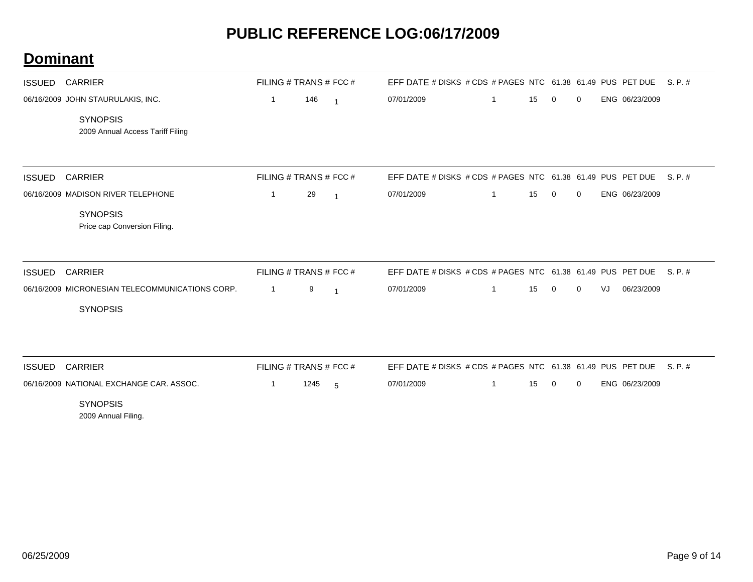# PUBLIC REFERENCE LOG:06/17/2009

## Dominant

| ISSUED | CARRIER | FILING # | TRANS # | FCC # | EFF DATE | # DISKS | # CDS | # PAGES | NTC | 61.38 | 61.49 | PUS | PET DUE | S. P. # |
|---|---|---|---|---|---|---|---|---|---|---|---|---|---|---|
| 06/16/2009 | JOHN STAURULAKIS, INC. | 1 | 146 | 1 | 07/01/2009 | | 1 | | 15 | 0 | 0 | ENG | 06/23/2009 | |

SYNOPSIS

2009 Annual Access Tariff Filing

| ISSUED | CARRIER | FILING # | TRANS # | FCC # | EFF DATE | # DISKS | # CDS | # PAGES | NTC | 61.38 | 61.49 | PUS | PET DUE | S. P. # |
|---|---|---|---|---|---|---|---|---|---|---|---|---|---|---|
| 06/16/2009 | MADISON RIVER TELEPHONE | 1 | 29 | 1 | 07/01/2009 | | 1 | | 15 | 0 | 0 | ENG | 06/23/2009 | |

SYNOPSIS

Price cap Conversion Filing.

| ISSUED | CARRIER | FILING # | TRANS # | FCC # | EFF DATE | # DISKS | # CDS | # PAGES | NTC | 61.38 | 61.49 | PUS | PET DUE | S. P. # |
|---|---|---|---|---|---|---|---|---|---|---|---|---|---|---|
| 06/16/2009 | MICRONESIAN TELECOMMUNICATIONS CORP. | 1 | 9 | 1 | 07/01/2009 | | 1 | | 15 | 0 | 0 | VJ | 06/23/2009 | |

SYNOPSIS

| ISSUED | CARRIER | FILING # | TRANS # | FCC # | EFF DATE | # DISKS | # CDS | # PAGES | NTC | 61.38 | 61.49 | PUS | PET DUE | S. P. # |
|---|---|---|---|---|---|---|---|---|---|---|---|---|---|---|
| 06/16/2009 | NATIONAL EXCHANGE CAR. ASSOC. | 1 | 1245 | 5 | 07/01/2009 | | 1 | | 15 | 0 | 0 | ENG | 06/23/2009 | |

SYNOPSIS

2009 Annual Filing.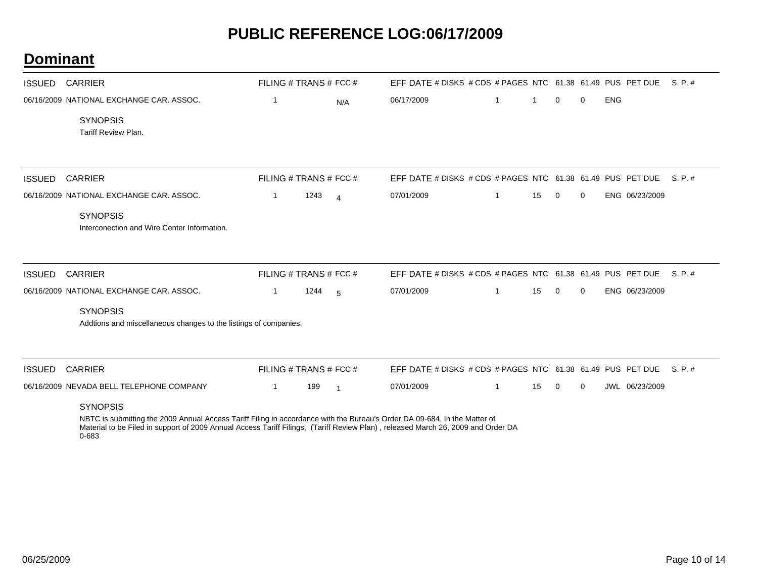# PUBLIC REFERENCE LOG:06/17/2009

## Dominant

| ISSUED | CARRIER | FILING # | TRANS # | FCC # | EFF DATE | # DISKS | # CDS | # PAGES | NTC | 61.38 | 61.49 | PUS | PET DUE | S. P. # |
|---|---|---|---|---|---|---|---|---|---|---|---|---|---|---|
| 06/16/2009 | NATIONAL EXCHANGE CAR. ASSOC. | 1 | | N/A | 06/17/2009 | | 1 | 1 | 0 | 0 | ENG | | | |

SYNOPSIS

Tariff Review Plan.

| ISSUED | CARRIER | FILING # | TRANS # | FCC # | EFF DATE | # DISKS | # CDS | # PAGES | NTC | 61.38 | 61.49 | PUS | PET DUE | S. P. # |
|---|---|---|---|---|---|---|---|---|---|---|---|---|---|---|
| 06/16/2009 | NATIONAL EXCHANGE CAR. ASSOC. | 1 | 1243 | 4 | 07/01/2009 | | 1 | 15 | 0 | 0 | ENG | 06/23/2009 | | |

SYNOPSIS

Interconection and Wire Center Information.

| ISSUED | CARRIER | FILING # | TRANS # | FCC # | EFF DATE | # DISKS | # CDS | # PAGES | NTC | 61.38 | 61.49 | PUS | PET DUE | S. P. # |
|---|---|---|---|---|---|---|---|---|---|---|---|---|---|---|
| 06/16/2009 | NATIONAL EXCHANGE CAR. ASSOC. | 1 | 1244 | 5 | 07/01/2009 | | 1 | 15 | 0 | 0 | ENG | 06/23/2009 | | |

SYNOPSIS

Addtions and miscellaneous changes to the listings of companies.

| ISSUED | CARRIER | FILING # | TRANS # | FCC # | EFF DATE | # DISKS | # CDS | # PAGES | NTC | 61.38 | 61.49 | PUS | PET DUE | S. P. # |
|---|---|---|---|---|---|---|---|---|---|---|---|---|---|---|
| 06/16/2009 | NEVADA BELL TELEPHONE COMPANY | 1 | 199 | 1 | 07/01/2009 | | 1 | 15 | 0 | 0 | JWL | 06/23/2009 | | |

SYNOPSIS

NBTC is submitting the 2009 Annual Access Tariff Filing in accordance with the Bureau's Order DA 09-684, In the Matter of Material to be Filed in support of 2009 Annual Access Tariff Filings, (Tariff Review Plan) , released March 26, 2009 and Order DA 0-683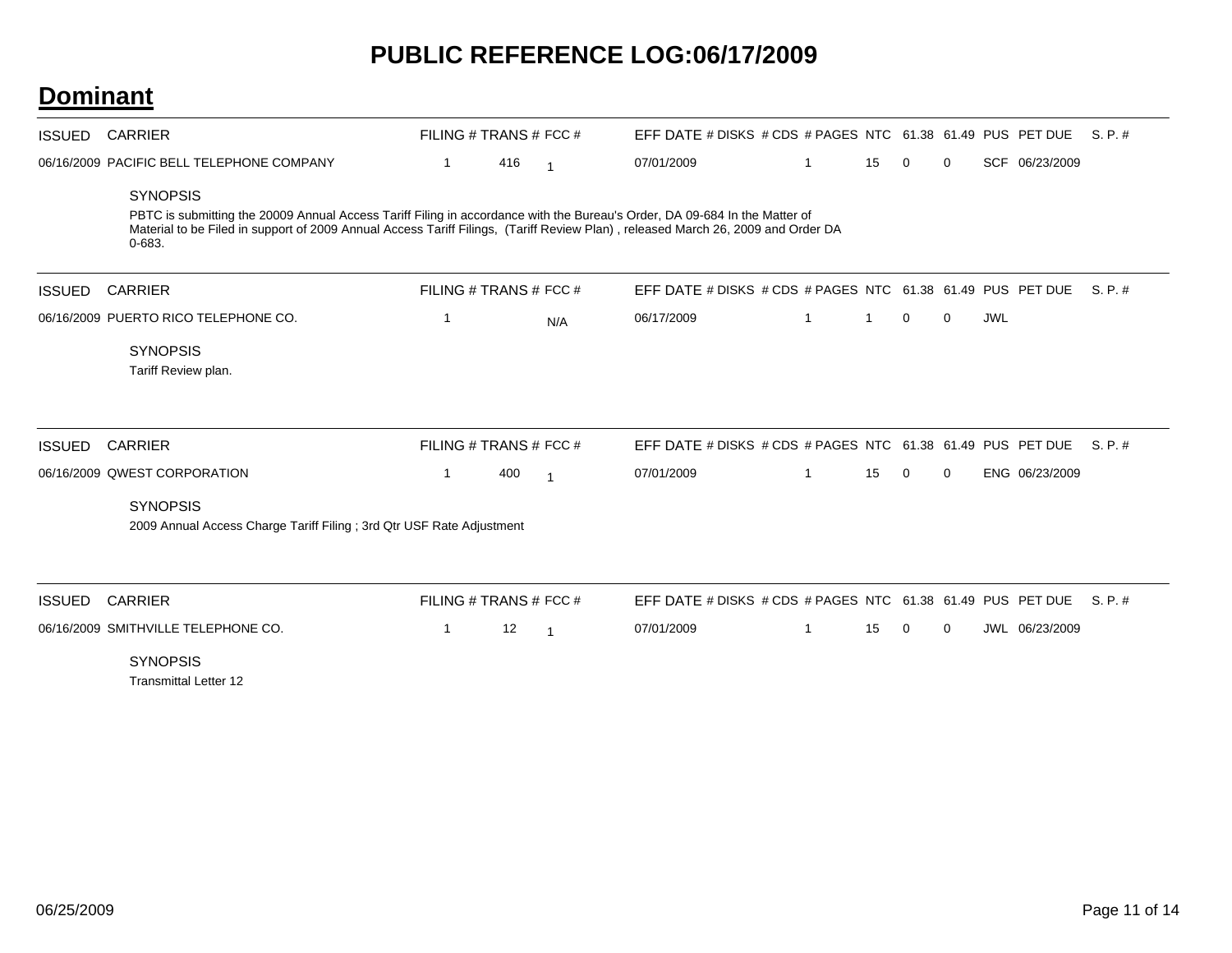# PUBLIC REFERENCE LOG:06/17/2009

## Dominant

| ISSUED | CARRIER | FILING # | TRANS # | FCC # | EFF DATE | # DISKS | # CDS | # PAGES | NTC | 61.38 | 61.49 | PUS | PET DUE | S. P. # |
|---|---|---|---|---|---|---|---|---|---|---|---|---|---|---|
| 06/16/2009 | PACIFIC BELL TELEPHONE COMPANY | 1 | 416 | 1 | 07/01/2009 | | 1 | | 15 | 0 | 0 | SCF | 06/23/2009 | |

SYNOPSIS

PBTC is submitting the 20009 Annual Access Tariff Filing in accordance with the Bureau's Order, DA 09-684 In the Matter of Material to be Filed in support of 2009 Annual Access Tariff Filings, (Tariff Review Plan) , released March 26, 2009 and Order DA 0-683.

| ISSUED | CARRIER | FILING # | TRANS # | FCC # | EFF DATE | # DISKS | # CDS | # PAGES | NTC | 61.38 | 61.49 | PUS | PET DUE | S. P. # |
|---|---|---|---|---|---|---|---|---|---|---|---|---|---|---|
| 06/16/2009 | PUERTO RICO TELEPHONE CO. | 1 | | N/A | 06/17/2009 | | 1 | | 1 | 0 | 0 | JWL | | |

SYNOPSIS

Tariff Review plan.

| ISSUED | CARRIER | FILING # | TRANS # | FCC # | EFF DATE | # DISKS | # CDS | # PAGES | NTC | 61.38 | 61.49 | PUS | PET DUE | S. P. # |
|---|---|---|---|---|---|---|---|---|---|---|---|---|---|---|
| 06/16/2009 | QWEST CORPORATION | 1 | 400 | 1 | 07/01/2009 | | 1 | | 15 | 0 | 0 | ENG | 06/23/2009 | |

SYNOPSIS

2009 Annual Access Charge Tariff Filing ; 3rd Qtr USF Rate Adjustment

| ISSUED | CARRIER | FILING # | TRANS # | FCC # | EFF DATE | # DISKS | # CDS | # PAGES | NTC | 61.38 | 61.49 | PUS | PET DUE | S. P. # |
|---|---|---|---|---|---|---|---|---|---|---|---|---|---|---|
| 06/16/2009 | SMITHVILLE TELEPHONE CO. | 1 | 12 | 1 | 07/01/2009 | | 1 | | 15 | 0 | 0 | JWL | 06/23/2009 | |

SYNOPSIS

Transmittal Letter 12

06/25/2009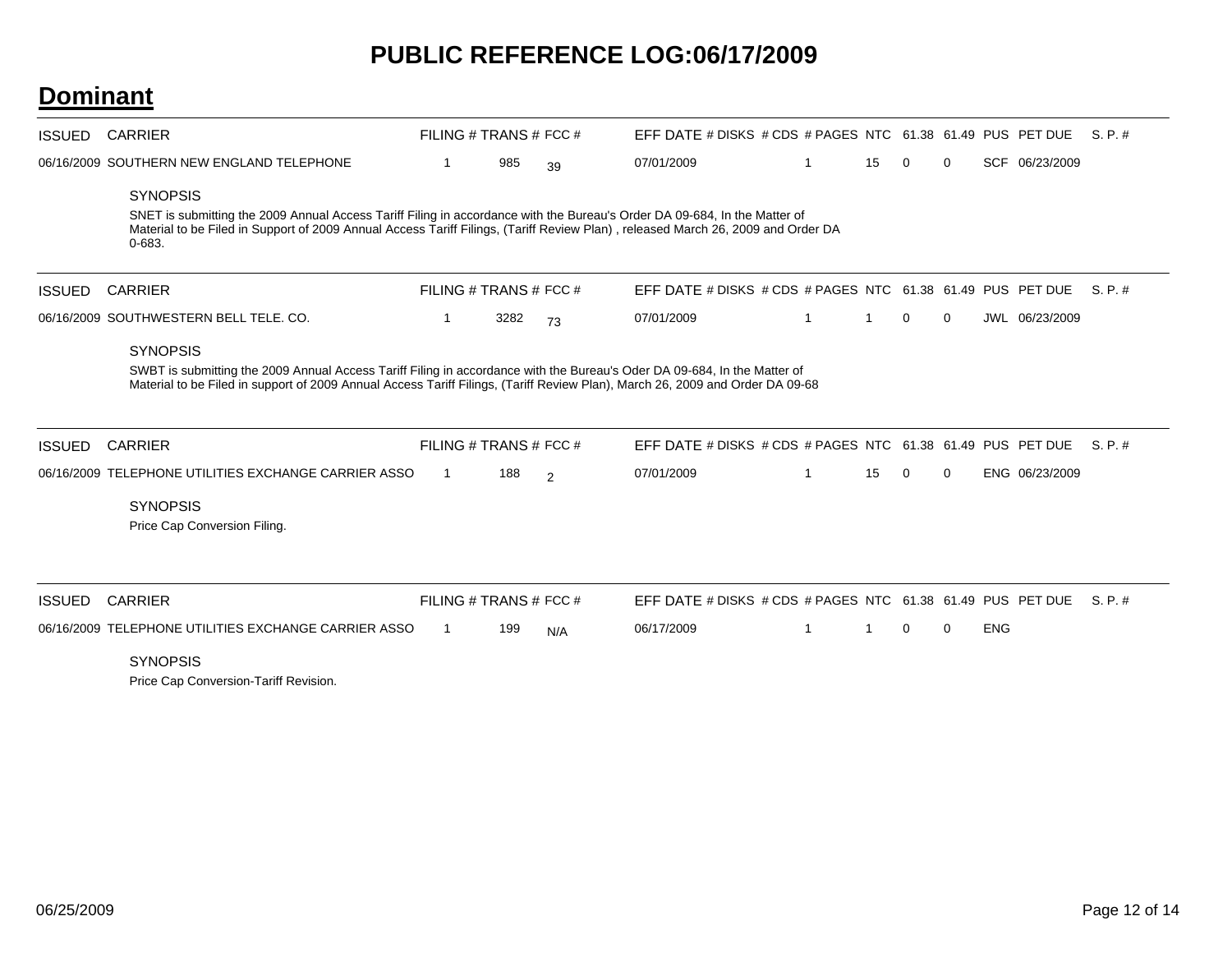# PUBLIC REFERENCE LOG:06/17/2009

## Dominant

| ISSUED | CARRIER | FILING # | TRANS # | FCC # | EFF DATE | # DISKS | # CDS | # PAGES | NTC | 61.38 | 61.49 | PUS | PET DUE | S. P. # |
|---|---|---|---|---|---|---|---|---|---|---|---|---|---|---|
| 06/16/2009 | SOUTHERN NEW ENGLAND TELEPHONE | 1 | 985 | 39 | 07/01/2009 | | 1 | 15 | 0 | 0 | | SCF | 06/23/2009 | |

SYNOPSIS

SNET is submitting the 2009 Annual Access Tariff Filing in accordance with the Bureau's Order DA 09-684, In the Matter of Material to be Filed in Support of 2009 Annual Access Tariff Filings, (Tariff Review Plan) , released March 26, 2009 and Order DA 0-683.

| ISSUED | CARRIER | FILING # | TRANS # | FCC # | EFF DATE | # DISKS | # CDS | # PAGES | NTC | 61.38 | 61.49 | PUS | PET DUE | S. P. # |
|---|---|---|---|---|---|---|---|---|---|---|---|---|---|---|
| 06/16/2009 | SOUTHWESTERN BELL TELE. CO. | 1 | 3282 | 73 | 07/01/2009 | | 1 | 1 | 0 | 0 | | JWL | 06/23/2009 | |

SYNOPSIS

SWBT is submitting the 2009 Annual Access Tariff Filing in accordance with the Bureau's Oder DA 09-684, In the Matter of Material to be Filed in support of 2009 Annual Access Tariff Filings, (Tariff Review Plan), March 26, 2009 and Order DA 09-68

| ISSUED | CARRIER | FILING # | TRANS # | FCC # | EFF DATE | # DISKS | # CDS | # PAGES | NTC | 61.38 | 61.49 | PUS | PET DUE | S. P. # |
|---|---|---|---|---|---|---|---|---|---|---|---|---|---|---|
| 06/16/2009 | TELEPHONE UTILITIES EXCHANGE CARRIER ASSO | 1 | 188 | 2 | 07/01/2009 | | 1 | 15 | 0 | 0 | | ENG | 06/23/2009 | |

SYNOPSIS

Price Cap Conversion Filing.

| ISSUED | CARRIER | FILING # | TRANS # | FCC # | EFF DATE | # DISKS | # CDS | # PAGES | NTC | 61.38 | 61.49 | PUS | PET DUE | S. P. # |
|---|---|---|---|---|---|---|---|---|---|---|---|---|---|---|
| 06/16/2009 | TELEPHONE UTILITIES EXCHANGE CARRIER ASSO | 1 | 199 | N/A | 06/17/2009 | | 1 | 1 | 0 | 0 | | ENG | | |

SYNOPSIS

Price Cap Conversion-Tariff Revision.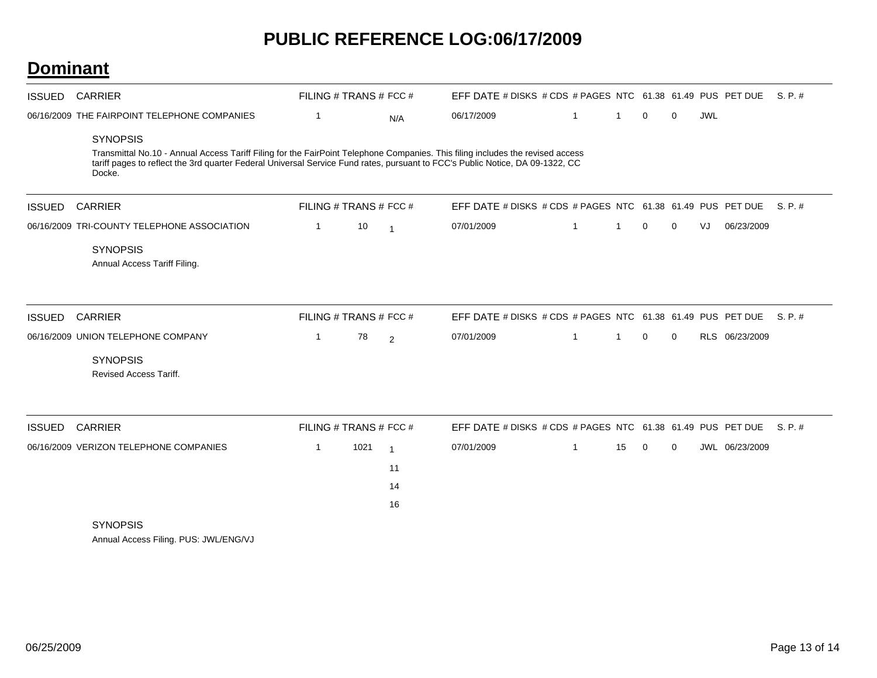# PUBLIC REFERENCE LOG:06/17/2009

## Dominant

| ISSUED | CARRIER | FILING # | TRANS # | FCC # | EFF DATE | # DISKS | # CDS | # PAGES | NTC | 61.38 | 61.49 | PUS | PET DUE | S. P. # |
|---|---|---|---|---|---|---|---|---|---|---|---|---|---|---|
| 06/16/2009 | THE FAIRPOINT TELEPHONE COMPANIES | 1 | | N/A | 06/17/2009 | | 1 | 1 | 0 | 0 | | JWL | | |

SYNOPSIS

Transmittal No.10 - Annual Access Tariff Filing for the FairPoint Telephone Companies. This filing includes the revised access tariff pages to reflect the 3rd quarter Federal Universal Service Fund rates, pursuant to FCC's Public Notice, DA 09-1322, CC Docke.

| ISSUED | CARRIER | FILING # | TRANS # | FCC # | EFF DATE | # DISKS | # CDS | # PAGES | NTC | 61.38 | 61.49 | PUS | PET DUE | S. P. # |
|---|---|---|---|---|---|---|---|---|---|---|---|---|---|---|
| 06/16/2009 | TRI-COUNTY TELEPHONE ASSOCIATION | 1 | 10 | 1 | 07/01/2009 | | 1 | 1 | 0 | 0 | | VJ | 06/23/2009 | |

SYNOPSIS

Annual Access Tariff Filing.

| ISSUED | CARRIER | FILING # | TRANS # | FCC # | EFF DATE | # DISKS | # CDS | # PAGES | NTC | 61.38 | 61.49 | PUS | PET DUE | S. P. # |
|---|---|---|---|---|---|---|---|---|---|---|---|---|---|---|
| 06/16/2009 | UNION TELEPHONE COMPANY | 1 | 78 | 2 | 07/01/2009 | | 1 | 1 | 0 | 0 | | RLS | 06/23/2009 | |

SYNOPSIS

Revised Access Tariff.

| ISSUED | CARRIER | FILING # | TRANS # | FCC # | EFF DATE | # DISKS | # CDS | # PAGES | NTC | 61.38 | 61.49 | PUS | PET DUE | S. P. # |
|---|---|---|---|---|---|---|---|---|---|---|---|---|---|---|
| 06/16/2009 | VERIZON TELEPHONE COMPANIES | 1 | 1021 | 1 | 07/01/2009 | | 1 | 15 | 0 | 0 | | JWL | 06/23/2009 | |
| | | | | 11 | | | | | | | | | | |
| | | | | 14 | | | | | | | | | | |
| | | | | 16 | | | | | | | | | | |

SYNOPSIS

Annual Access Filing. PUS: JWL/ENG/VJ

06/25/2009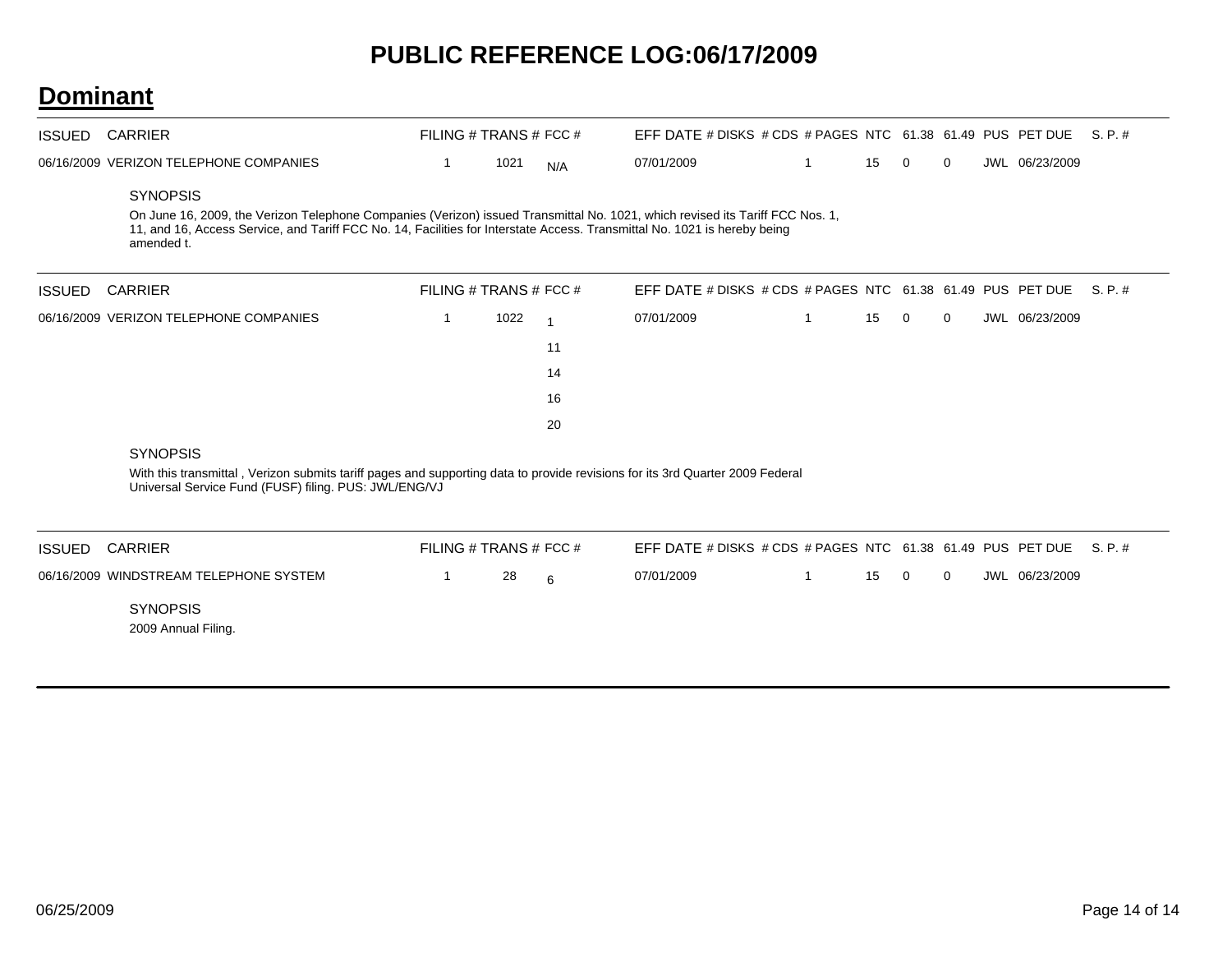# PUBLIC REFERENCE LOG:06/17/2009

## Dominant

| ISSUED | CARRIER | FILING # | TRANS # | FCC # | EFF DATE | # DISKS | # CDS | # PAGES | NTC | 61.38 | 61.49 | PUS | PET DUE | S. P. # |
|---|---|---|---|---|---|---|---|---|---|---|---|---|---|---|
| 06/16/2009 | VERIZON TELEPHONE COMPANIES | 1 | 1021 | N/A | 07/01/2009 | | | 1 | 15 | 0 | 0 | JWL | 06/23/2009 | |

SYNOPSIS

On June 16, 2009, the Verizon Telephone Companies (Verizon) issued Transmittal No. 1021, which revised its Tariff FCC Nos. 1, 11, and 16, Access Service, and Tariff FCC No. 14, Facilities for Interstate Access. Transmittal No. 1021 is hereby being amended t.

| ISSUED | CARRIER | FILING # | TRANS # | FCC # | EFF DATE | # DISKS | # CDS | # PAGES | NTC | 61.38 | 61.49 | PUS | PET DUE | S. P. # |
|---|---|---|---|---|---|---|---|---|---|---|---|---|---|---|
| 06/16/2009 | VERIZON TELEPHONE COMPANIES | 1 | 1022 | 1<br>11<br>14<br>16<br>20 | 07/01/2009 | | | 1 | 15 | 0 | 0 | JWL | 06/23/2009 | |

SYNOPSIS

With this transmittal , Verizon submits tariff pages and supporting data to provide revisions for its 3rd Quarter 2009 Federal Universal Service Fund (FUSF) filing. PUS: JWL/ENG/VJ

| ISSUED | CARRIER | FILING # | TRANS # | FCC # | EFF DATE | # DISKS | # CDS | # PAGES | NTC | 61.38 | 61.49 | PUS | PET DUE | S. P. # |
|---|---|---|---|---|---|---|---|---|---|---|---|---|---|---|
| 06/16/2009 | WINDSTREAM TELEPHONE SYSTEM | 1 | 28 | 6 | 07/01/2009 | | | 1 | 15 | 0 | 0 | JWL | 06/23/2009 | |

SYNOPSIS

2009 Annual Filing.